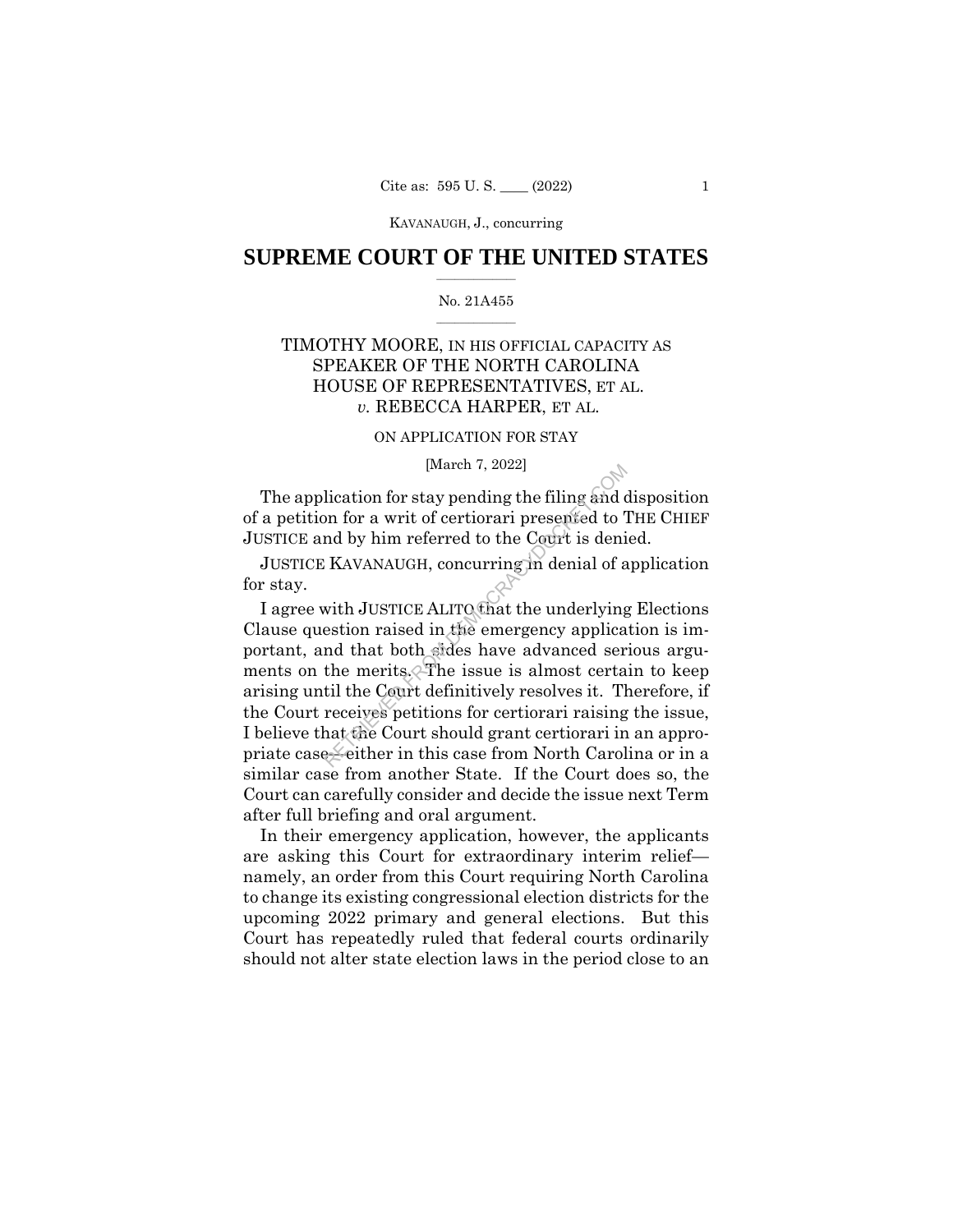# SUPREME COURT OF THE UNITED STATES

No. 21A455

TIMOTHY MOORE, IN HIS OFFICIAL CAPACITY AS SPEAKER OF THE NORTH CAROLINA HOUSE OF REPRESENTATIVES, ET AL. *v.* REBECCA HARPER, ET AL.

ON APPLICATION FOR STAY

[March 7, 2022]

The application for stay pending the filing and disposition of a petition for a writ of certiorari presented to THE CHIEF JUSTICE and by him referred to the Court is denied.

JUSTICE KAVANAUGH, concurring in denial of application for stay.

I agree with JUSTICE ALITO that the underlying Elections Clause question raised in the emergency application is important, and that both sides have advanced serious arguments on the merits. The issue is almost certain to keep arising until the Court definitively resolves it. Therefore, if the Court receives petitions for certiorari raising the issue, I believe that the Court should grant certiorari in an appropriate case—either in this case from North Carolina or in a similar case from another State. If the Court does so, the Court can carefully consider and decide the issue next Term after full briefing and oral argument.

In their emergency application, however, the applicants are asking this Court for extraordinary interim relief—namely, an order from this Court requiring North Carolina to change its existing congressional election districts for the upcoming 2022 primary and general elections. But this Court has repeatedly ruled that federal courts ordinarily should not alter state election laws in the period close to an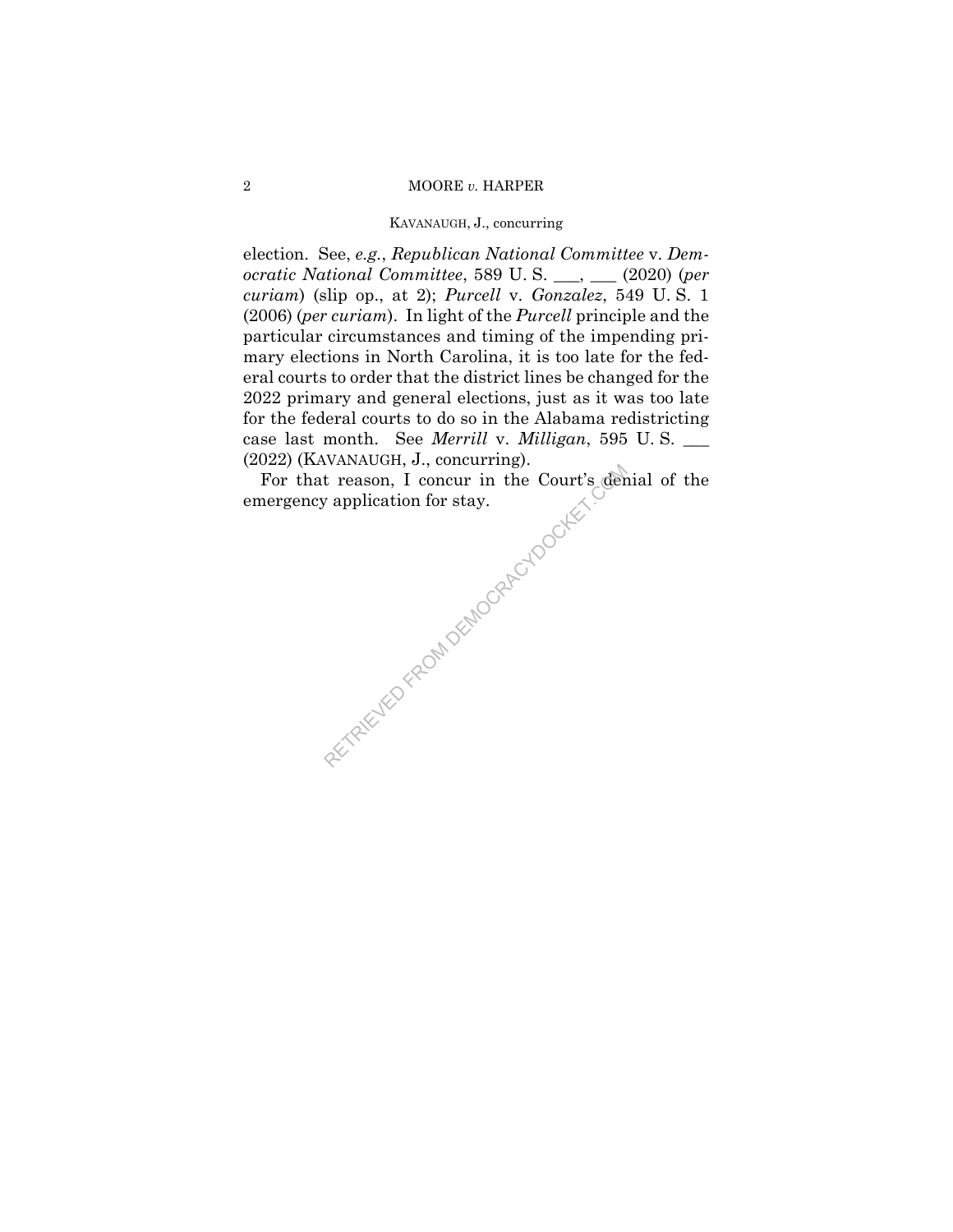election. See, *e.g.*, *Republican National Committee* v. *Democratic National Committee*, 589 U. S. ___, ___ (2020) (*per curiam*) (slip op., at 2); *Purcell* v. *Gonzalez*, 549 U. S. 1 (2006) (*per curiam*). In light of the *Purcell* principle and the particular circumstances and timing of the impending primary elections in North Carolina, it is too late for the federal courts to order that the district lines be changed for the 2022 primary and general elections, just as it was too late for the federal courts to do so in the Alabama redistricting case last month. See *Merrill* v. *Milligan*, 595 U. S. ___ (2022) (KAVANAUGH, J., concurring).

For that reason, I concur in the Court's denial of the emergency application for stay.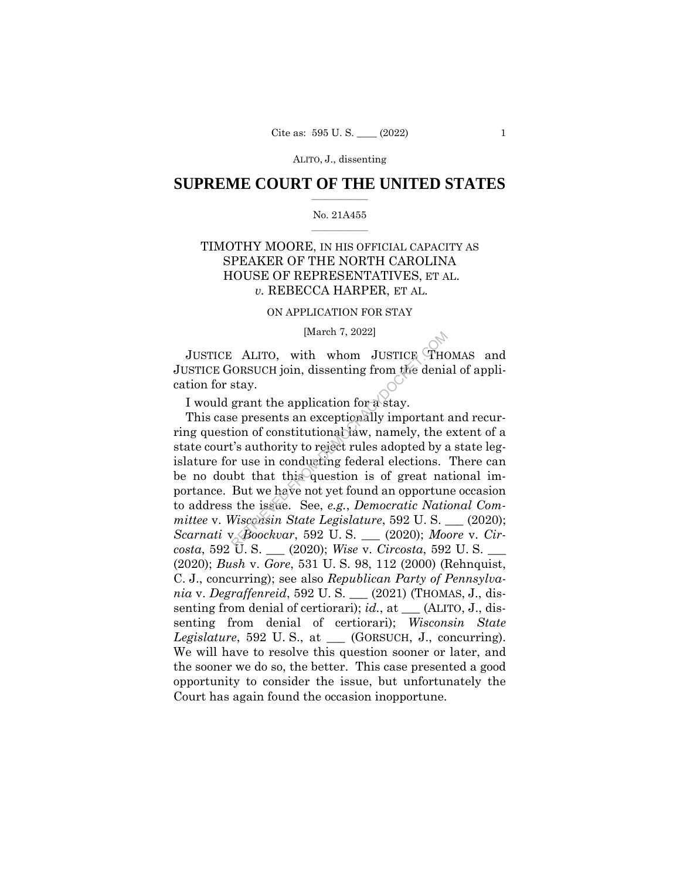# SUPREME COURT OF THE UNITED STATES

No. 21A455

TIMOTHY MOORE, IN HIS OFFICIAL CAPACITY AS SPEAKER OF THE NORTH CAROLINA HOUSE OF REPRESENTATIVES, ET AL. *v.* REBECCA HARPER, ET AL.

ON APPLICATION FOR STAY

[March 7, 2022]

JUSTICE ALITO, with whom JUSTICE THOMAS and JUSTICE GORSUCH join, dissenting from the denial of application for stay.

I would grant the application for a stay.

This case presents an exceptionally important and recurring question of constitutional law, namely, the extent of a state court's authority to reject rules adopted by a state legislature for use in conducting federal elections. There can be no doubt that this question is of great national importance. But we have not yet found an opportune occasion to address the issue. See, *e.g.*, *Democratic National Committee* v. *Wisconsin State Legislature*, 592 U. S. ___ (2020); *Scarnati* v. *Boockvar*, 592 U. S. ___ (2020); *Moore* v. *Circosta*, 592 U. S. ___ (2020); *Wise* v. *Circosta*, 592 U. S. ___ (2020); *Bush* v. *Gore*, 531 U. S. 98, 112 (2000) (Rehnquist, C. J., concurring); see also *Republican Party of Pennsylvania* v. *Degraffenreid*, 592 U. S. ___ (2021) (THOMAS, J., dissenting from denial of certiorari); *id.*, at ___ (ALITO, J., dissenting from denial of certiorari); *Wisconsin State Legislature*, 592 U. S., at ___ (GORSUCH, J., concurring). We will have to resolve this question sooner or later, and the sooner we do so, the better. This case presented a good opportunity to consider the issue, but unfortunately the Court has again found the occasion inopportune.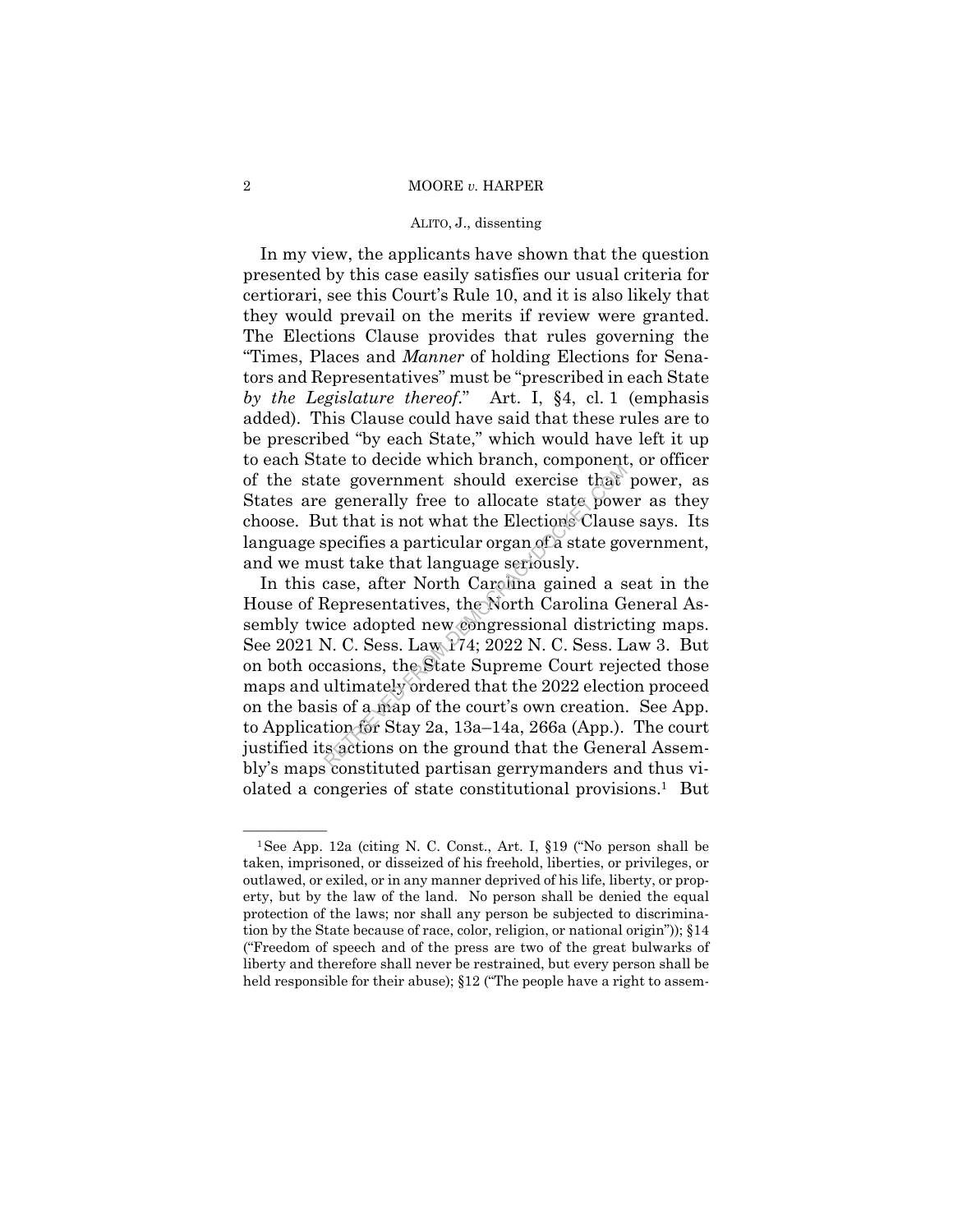In my view, the applicants have shown that the question presented by this case easily satisfies our usual criteria for certiorari, see this Court's Rule 10, and it is also likely that they would prevail on the merits if review were granted. The Elections Clause provides that rules governing the "Times, Places and *Manner* of holding Elections for Senators and Representatives" must be "prescribed in each State *by the Legislature thereof*." Art. I, §4, cl. 1 (emphasis added). This Clause could have said that these rules are to be prescribed "by each State," which would have left it up to each State to decide which branch, component, or officer of the state government should exercise that power, as States are generally free to allocate state power as they choose. But that is not what the Elections Clause says. Its language specifies a particular organ of a state government, and we must take that language seriously.

In this case, after North Carolina gained a seat in the House of Representatives, the North Carolina General Assembly twice adopted new congressional districting maps. See 2021 N. C. Sess. Law 174; 2022 N. C. Sess. Law 3. But on both occasions, the State Supreme Court rejected those maps and ultimately ordered that the 2022 election proceed on the basis of a map of the court's own creation. See App. to Application for Stay 2a, 13a–14a, 266a (App.). The court justified its actions on the ground that the General Assembly's maps constituted partisan gerrymanders and thus violated a congeries of state constitutional provisions.[1] But

---

[1] See App. 12a (citing N. C. Const., Art. I, §19 ("No person shall be taken, imprisoned, or disseized of his freehold, liberties, or privileges, or outlawed, or exiled, or in any manner deprived of his life, liberty, or property, but by the law of the land. No person shall be denied the equal protection of the laws; nor shall any person be subjected to discrimination by the State because of race, color, religion, or national origin")); §14 ("Freedom of speech and of the press are two of the great bulwarks of liberty and therefore shall never be restrained, but every person shall be held responsible for their abuse); §12 ("The people have a right to assem-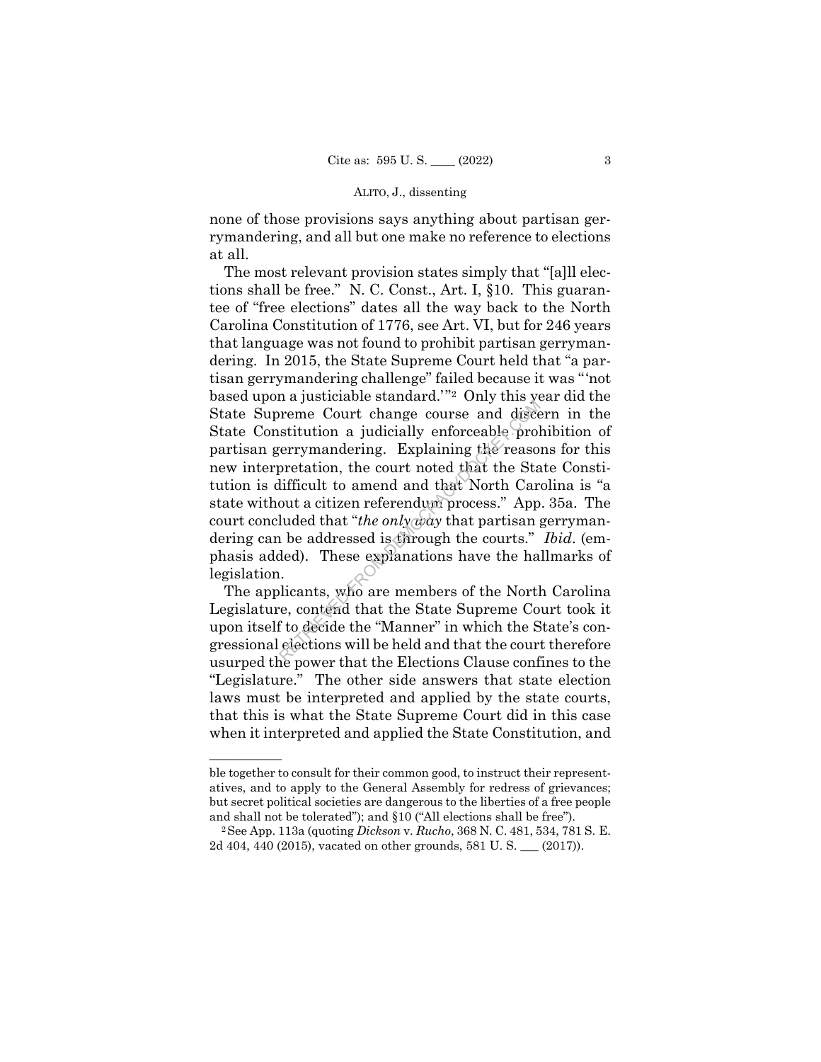none of those provisions says anything about partisan gerrymandering, and all but one make no reference to elections at all.

The most relevant provision states simply that "[a]ll elections shall be free." N. C. Const., Art. I, §10. This guarantee of "free elections" dates all the way back to the North Carolina Constitution of 1776, see Art. VI, but for 246 years that language was not found to prohibit partisan gerrymandering. In 2015, the State Supreme Court held that "a partisan gerrymandering challenge" failed because it was "'not based upon a justiciable standard.'"[2] Only this year did the State Supreme Court change course and discern in the State Constitution a judicially enforceable prohibition of partisan gerrymandering. Explaining the reasons for this new interpretation, the court noted that the State Constitution is difficult to amend and that North Carolina is "a state without a citizen referendum process." App. 35a. The court concluded that "*the only way* that partisan gerrymandering can be addressed is through the courts." *Ibid*. (emphasis added). These explanations have the hallmarks of legislation.

The applicants, who are members of the North Carolina Legislature, contend that the State Supreme Court took it upon itself to decide the "Manner" in which the State's congressional elections will be held and that the court therefore usurped the power that the Elections Clause confines to the "Legislature." The other side answers that state election laws must be interpreted and applied by the state courts, that this is what the State Supreme Court did in this case when it interpreted and applied the State Constitution, and

---

ble together to consult for their common good, to instruct their representatives, and to apply to the General Assembly for redress of grievances; but secret political societies are dangerous to the liberties of a free people and shall not be tolerated"); and §10 ("All elections shall be free").

[2] See App. 113a (quoting *Dickson* v. *Rucho*, 368 N. C. 481, 534, 781 S. E. 2d 404, 440 (2015), vacated on other grounds, 581 U. S. ___ (2017)).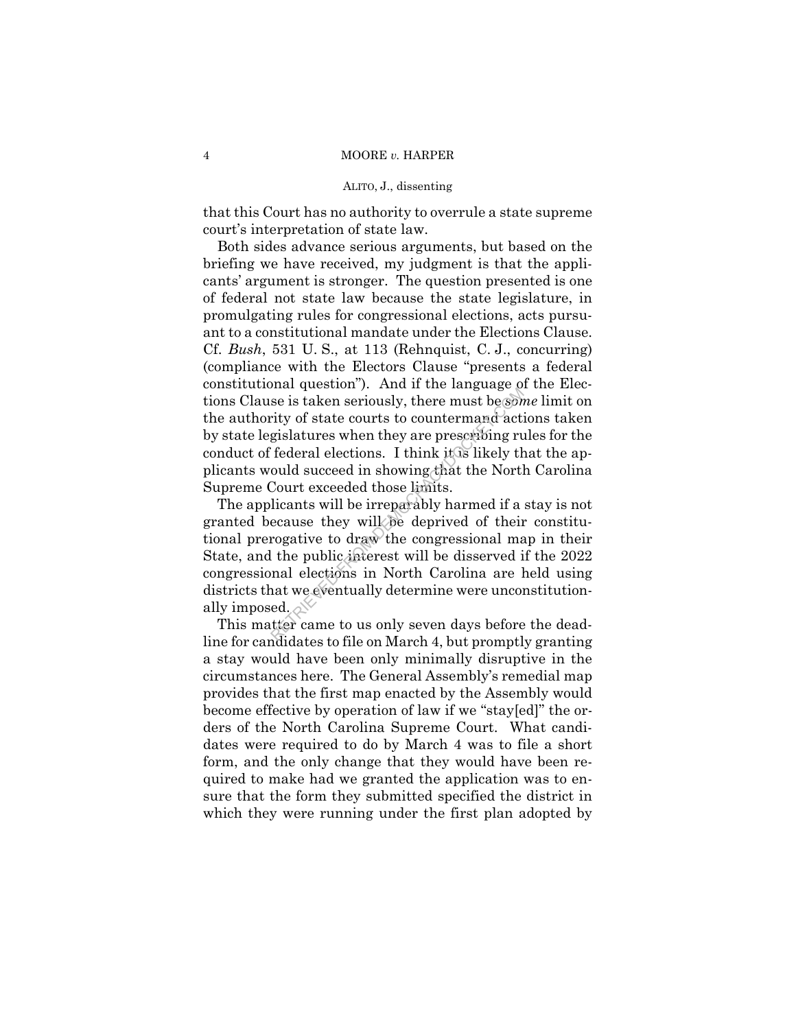that this Court has no authority to overrule a state supreme court's interpretation of state law.

Both sides advance serious arguments, but based on the briefing we have received, my judgment is that the applicants' argument is stronger. The question presented is one of federal not state law because the state legislature, in promulgating rules for congressional elections, acts pursuant to a constitutional mandate under the Elections Clause. Cf. *Bush*, 531 U. S., at 113 (Rehnquist, C. J., concurring) (compliance with the Electors Clause "presents a federal constitutional question"). And if the language of the Elections Clause is taken seriously, there must be *some* limit on the authority of state courts to countermand actions taken by state legislatures when they are prescribing rules for the conduct of federal elections. I think it is likely that the applicants would succeed in showing that the North Carolina Supreme Court exceeded those limits.

The applicants will be irreparably harmed if a stay is not granted because they will be deprived of their constitutional prerogative to draw the congressional map in their State, and the public interest will be disserved if the 2022 congressional elections in North Carolina are held using districts that we eventually determine were unconstitutionally imposed.

This matter came to us only seven days before the deadline for candidates to file on March 4, but promptly granting a stay would have been only minimally disruptive in the circumstances here. The General Assembly's remedial map provides that the first map enacted by the Assembly would become effective by operation of law if we "stay[ed]" the orders of the North Carolina Supreme Court. What candidates were required to do by March 4 was to file a short form, and the only change that they would have been required to make had we granted the application was to ensure that the form they submitted specified the district in which they were running under the first plan adopted by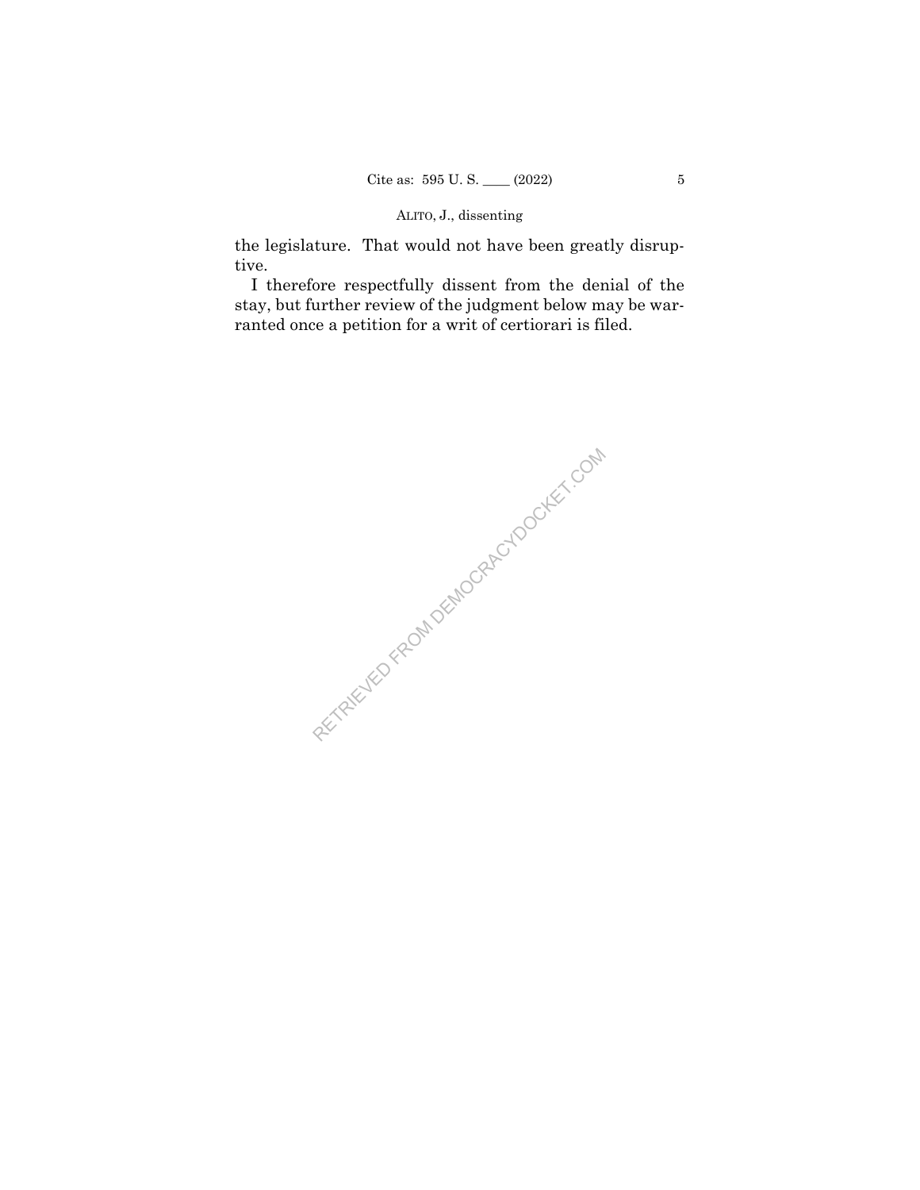the legislature. That would not have been greatly disruptive.

I therefore respectfully dissent from the denial of the stay, but further review of the judgment below may be warranted once a petition for a writ of certiorari is filed.